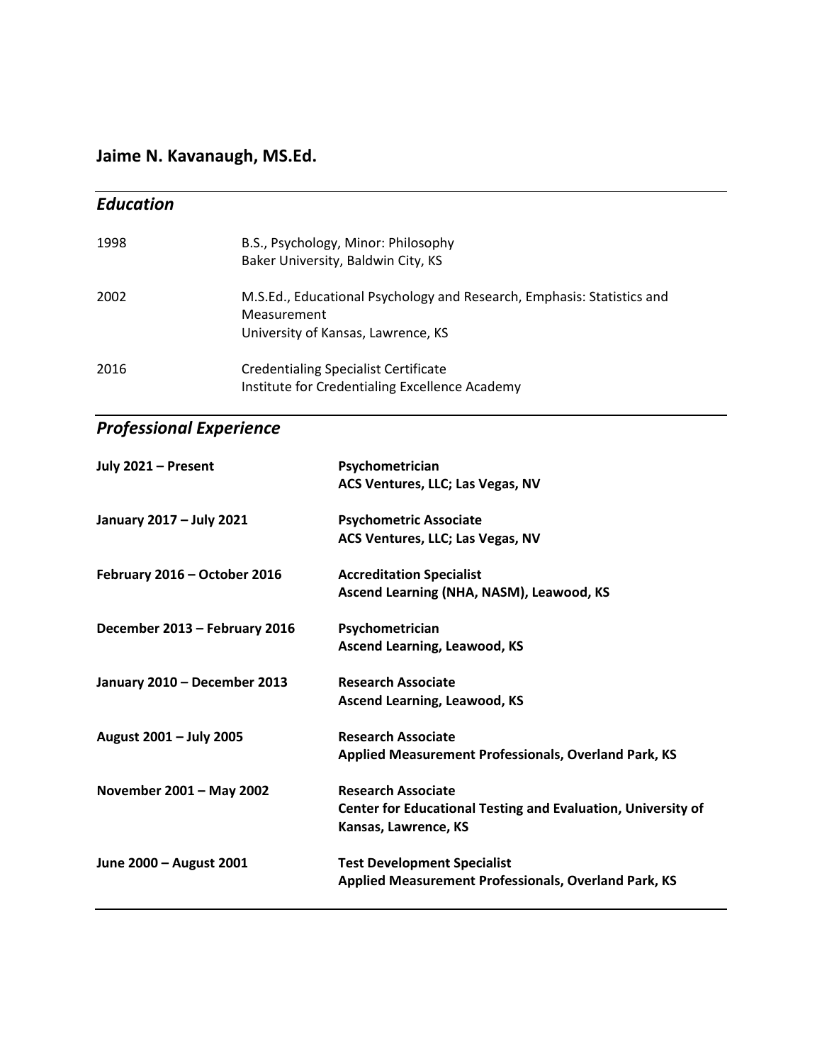# Jaime N. Kavanaugh, MS.Ed.

## *Education*

| | |
|---|---|
| 1998 | B.S., Psychology, Minor: Philosophy<br>Baker University, Baldwin City, KS |
| 2002 | M.S.Ed., Educational Psychology and Research, Emphasis: Statistics and Measurement<br>University of Kansas, Lawrence, KS |
| 2016 | Credentialing Specialist Certificate<br>Institute for Credentialing Excellence Academy |

## *Professional Experience*

| | |
|---|---|
| **July 2021 – Present** | **Psychometrician**<br>**ACS Ventures, LLC; Las Vegas, NV** |
| **January 2017 – July 2021** | **Psychometric Associate**<br>**ACS Ventures, LLC; Las Vegas, NV** |
| **February 2016 – October 2016** | **Accreditation Specialist**<br>**Ascend Learning (NHA, NASM), Leawood, KS** |
| **December 2013 – February 2016** | **Psychometrician**<br>**Ascend Learning, Leawood, KS** |
| **January 2010 – December 2013** | **Research Associate**<br>**Ascend Learning, Leawood, KS** |
| **August 2001 – July 2005** | **Research Associate**<br>**Applied Measurement Professionals, Overland Park, KS** |
| **November 2001 – May 2002** | **Research Associate**<br>**Center for Educational Testing and Evaluation, University of Kansas, Lawrence, KS** |
| **June 2000 – August 2001** | **Test Development Specialist**<br>**Applied Measurement Professionals, Overland Park, KS** |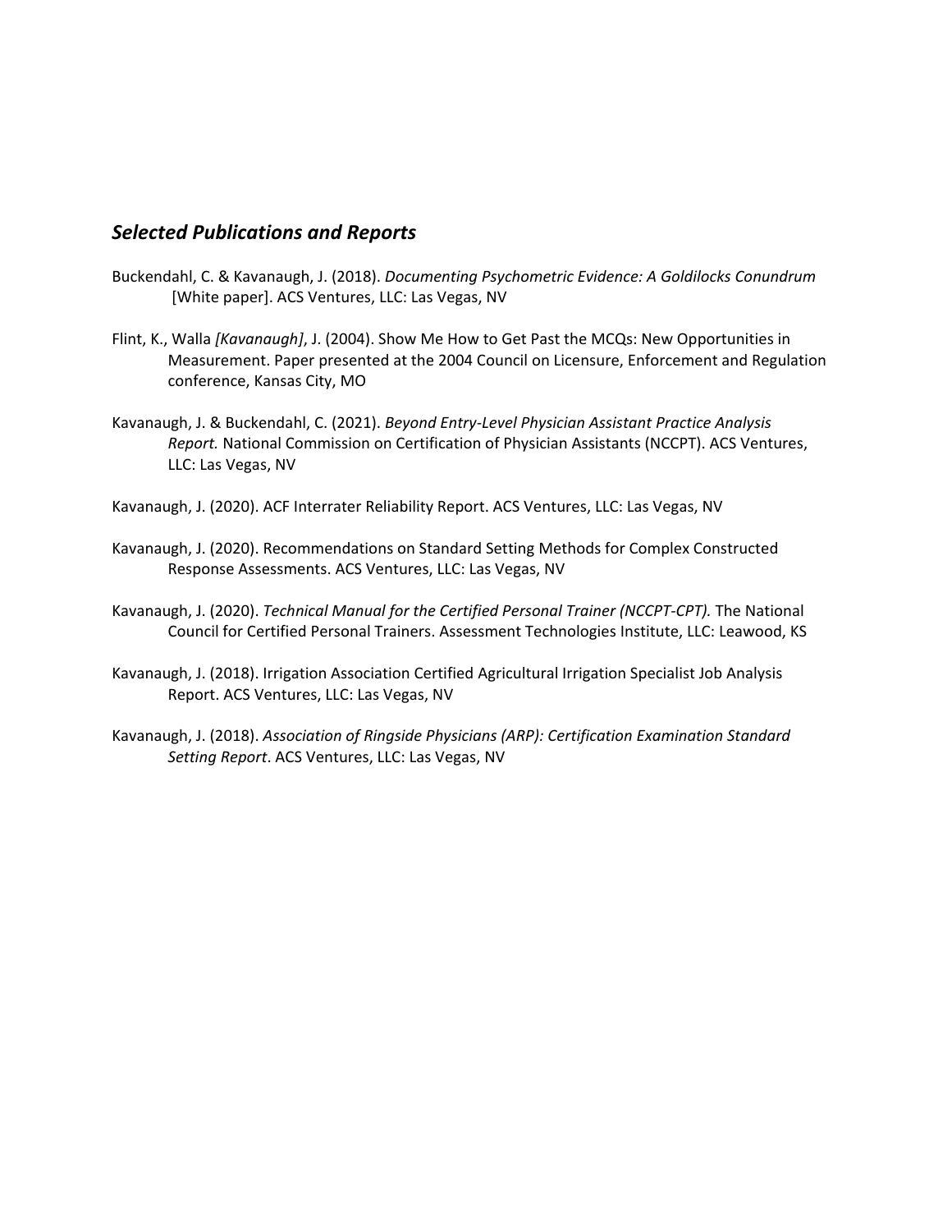## *Selected Publications and Reports*

Buckendahl, C. & Kavanaugh, J. (2018). *Documenting Psychometric Evidence: A Goldilocks Conundrum* [White paper]. ACS Ventures, LLC: Las Vegas, NV

Flint, K., Walla *[Kavanaugh]*, J. (2004). Show Me How to Get Past the MCQs: New Opportunities in Measurement. Paper presented at the 2004 Council on Licensure, Enforcement and Regulation conference, Kansas City, MO

Kavanaugh, J. & Buckendahl, C. (2021). *Beyond Entry-Level Physician Assistant Practice Analysis Report.* National Commission on Certification of Physician Assistants (NCCPT). ACS Ventures, LLC: Las Vegas, NV

Kavanaugh, J. (2020). ACF Interrater Reliability Report. ACS Ventures, LLC: Las Vegas, NV

Kavanaugh, J. (2020). Recommendations on Standard Setting Methods for Complex Constructed Response Assessments. ACS Ventures, LLC: Las Vegas, NV

Kavanaugh, J. (2020). *Technical Manual for the Certified Personal Trainer (NCCPT-CPT).* The National Council for Certified Personal Trainers. Assessment Technologies Institute, LLC: Leawood, KS

Kavanaugh, J. (2018). Irrigation Association Certified Agricultural Irrigation Specialist Job Analysis Report. ACS Ventures, LLC: Las Vegas, NV

Kavanaugh, J. (2018). *Association of Ringside Physicians (ARP): Certification Examination Standard Setting Report*. ACS Ventures, LLC: Las Vegas, NV